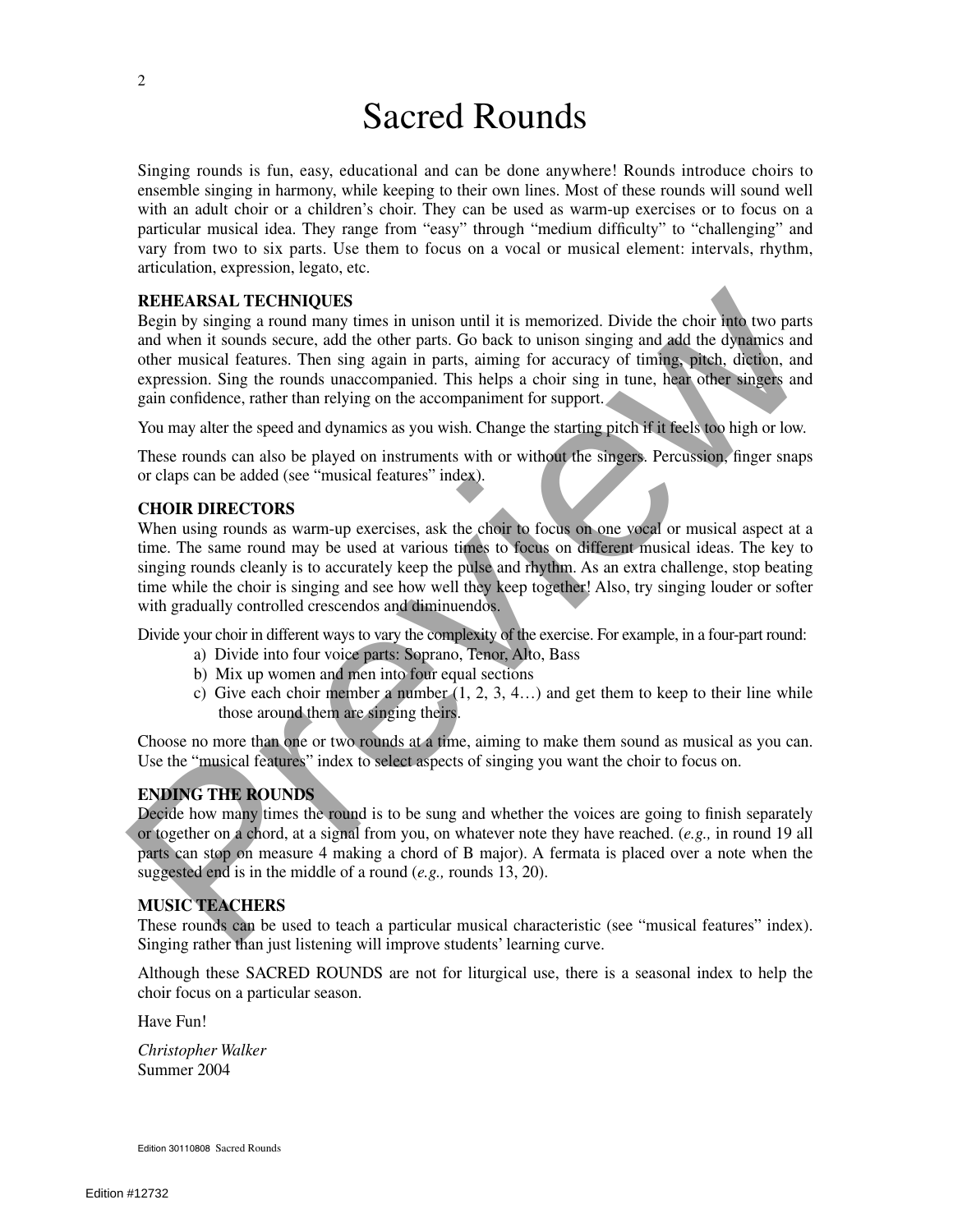# Sacred Rounds

Singing rounds is fun, easy, educational and can be done anywhere! Rounds introduce choirs to ensemble singing in harmony, while keeping to their own lines. Most of these rounds will sound well with an adult choir or a children's choir. They can be used as warm-up exercises or to focus on a particular musical idea. They range from "easy" through "medium difficulty" to "challenging" and vary from two to six parts. Use them to focus on a vocal or musical element: intervals, rhythm, articulation, expression, legato, etc.

**REHEARSAL TECHNIQUES**

Begin by singing a round many times in unison until it is memorized. Divide the choir into two parts and when it sounds secure, add the other parts. Go back to unison singing and add the dynamics and other musical features. Then sing again in parts, aiming for accuracy of timing, pitch, diction, and expression. Sing the rounds unaccompanied. This helps a choir sing in tune, hear other singers and gain confidence, rather than relying on the accompaniment for support.

You may alter the speed and dynamics as you wish. Change the starting pitch if it feels too high or low.

These rounds can also be played on instruments with or without the singers. Percussion, finger snaps or claps can be added (see "musical features" index).

**CHOIR DIRECTORS**

When using rounds as warm-up exercises, ask the choir to focus on one vocal or musical aspect at a time. The same round may be used at various times to focus on different musical ideas. The key to singing rounds cleanly is to accurately keep the pulse and rhythm. As an extra challenge, stop beating time while the choir is singing and see how well they keep together! Also, try singing louder or softer with gradually controlled crescendos and diminuendos.

Divide your choir in different ways to vary the complexity of the exercise. For example, in a four-part round:

a) Divide into four voice parts: Soprano, Tenor, Alto, Bass
b) Mix up women and men into four equal sections
c) Give each choir member a number (1, 2, 3, 4…) and get them to keep to their line while those around them are singing theirs.

Choose no more than one or two rounds at a time, aiming to make them sound as musical as you can. Use the "musical features" index to select aspects of singing you want the choir to focus on.

**ENDING THE ROUNDS**

Decide how many times the round is to be sung and whether the voices are going to finish separately or together on a chord, at a signal from you, on whatever note they have reached. (*e.g.,* in round 19 all parts can stop on measure 4 making a chord of B major). A fermata is placed over a note when the suggested end is in the middle of a round (*e.g.,* rounds 13, 20).

**MUSIC TEACHERS**

These rounds can be used to teach a particular musical characteristic (see "musical features" index). Singing rather than just listening will improve students' learning curve.

Although these SACRED ROUNDS are not for liturgical use, there is a seasonal index to help the choir focus on a particular season.

Have Fun!

*Christopher Walker*
Summer 2004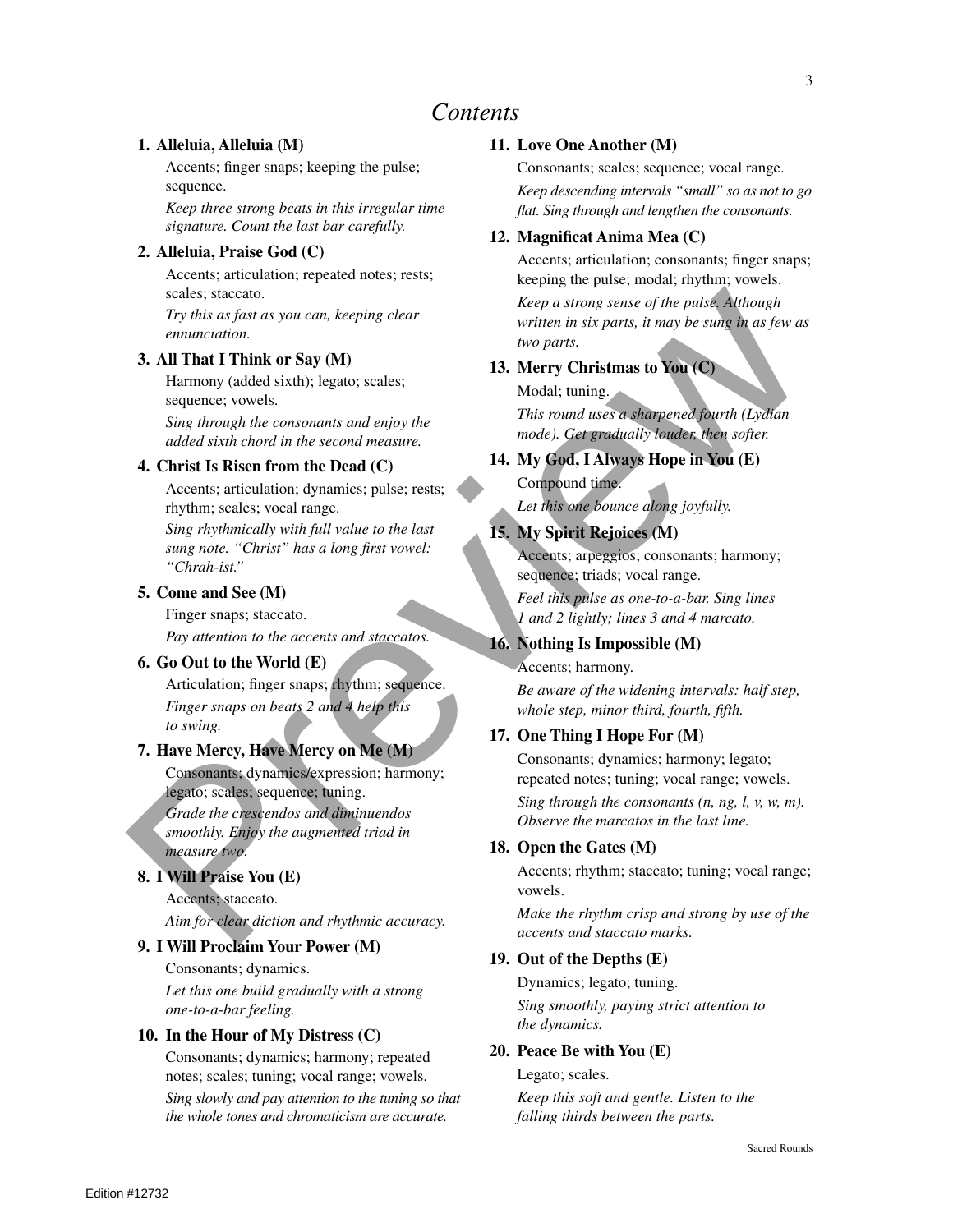# Contents

**1. Alleluia, Alleluia (M)**

Accents; finger snaps; keeping the pulse; sequence.

*Keep three strong beats in this irregular time signature. Count the last bar carefully.*

**2. Alleluia, Praise God (C)**

Accents; articulation; repeated notes; rests; scales; staccato.

*Try this as fast as you can, keeping clear ennunciation.*

**3. All That I Think or Say (M)**

Harmony (added sixth); legato; scales; sequence; vowels.

*Sing through the consonants and enjoy the added sixth chord in the second measure.*

**4. Christ Is Risen from the Dead (C)**

Accents; articulation; dynamics; pulse; rests; rhythm; scales; vocal range.

*Sing rhythmically with full value to the last sung note. "Christ" has a long first vowel: "Chrah-ist."*

**5. Come and See (M)**

Finger snaps; staccato.

*Pay attention to the accents and staccatos.*

**6. Go Out to the World (E)**

Articulation; finger snaps; rhythm; sequence.

*Finger snaps on beats 2 and 4 help this to swing.*

**7. Have Mercy, Have Mercy on Me (M)**

Consonants; dynamics/expression; harmony; legato; scales; sequence; tuning.

*Grade the crescendos and diminuendos smoothly. Enjoy the augmented triad in measure two.*

**8. I Will Praise You (E)**

Accents; staccato.

*Aim for clear diction and rhythmic accuracy.*

**9. I Will Proclaim Your Power (M)**

Consonants; dynamics.

*Let this one build gradually with a strong one-to-a-bar feeling.*

**10. In the Hour of My Distress (C)**

Consonants; dynamics; harmony; repeated notes; scales; tuning; vocal range; vowels.

*Sing slowly and pay attention to the tuning so that the whole tones and chromaticism are accurate.*

**11. Love One Another (M)**

Consonants; scales; sequence; vocal range.

*Keep descending intervals "small" so as not to go flat. Sing through and lengthen the consonants.*

**12. Magnificat Anima Mea (C)**

Accents; articulation; consonants; finger snaps; keeping the pulse; modal; rhythm; vowels.

*Keep a strong sense of the pulse. Although written in six parts, it may be sung in as few as two parts.*

**13. Merry Christmas to You (C)**

Modal; tuning.

*This round uses a sharpened fourth (Lydian mode). Get gradually louder, then softer.*

**14. My God, I Always Hope in You (E)**

Compound time.

*Let this one bounce along joyfully.*

**15. My Spirit Rejoices (M)**

Accents; arpeggios; consonants; harmony; sequence; triads; vocal range.

*Feel this pulse as one-to-a-bar. Sing lines 1 and 2 lightly; lines 3 and 4 marcato.*

**16. Nothing Is Impossible (M)**

Accents; harmony.

*Be aware of the widening intervals: half step, whole step, minor third, fourth, fifth.*

**17. One Thing I Hope For (M)**

Consonants; dynamics; harmony; legato; repeated notes; tuning; vocal range; vowels.

*Sing through the consonants (n, ng, l, v, w, m). Observe the marcatos in the last line.*

**18. Open the Gates (M)**

Accents; rhythm; staccato; tuning; vocal range; vowels.

*Make the rhythm crisp and strong by use of the accents and staccato marks.*

**19. Out of the Depths (E)**

Dynamics; legato; tuning.

*Sing smoothly, paying strict attention to the dynamics.*

**20. Peace Be with You (E)**

Legato; scales.

*Keep this soft and gentle. Listen to the falling thirds between the parts.*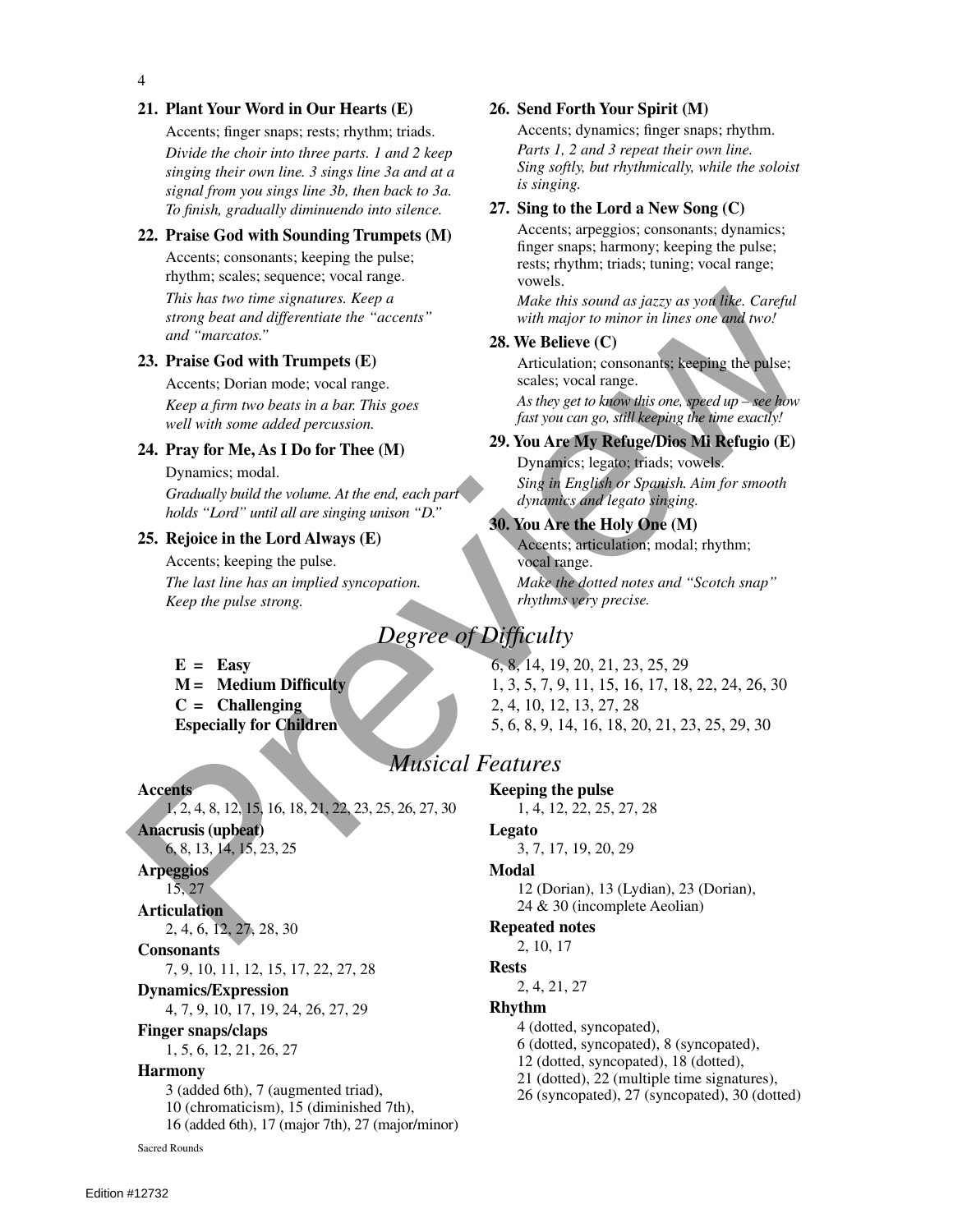**21. Plant Your Word in Our Hearts (E)**

Accents; finger snaps; rests; rhythm; triads.

*Divide the choir into three parts. 1 and 2 keep singing their own line. 3 sings line 3a and at a signal from you sings line 3b, then back to 3a. To finish, gradually diminuendo into silence.*

**22. Praise God with Sounding Trumpets (M)**

Accents; consonants; keeping the pulse; rhythm; scales; sequence; vocal range.

*This has two time signatures. Keep a strong beat and differentiate the "accents" and "marcatos."*

**23. Praise God with Trumpets (E)**

Accents; Dorian mode; vocal range.

*Keep a firm two beats in a bar. This goes well with some added percussion.*

**24. Pray for Me, As I Do for Thee (M)**

Dynamics; modal.

*Gradually build the volume. At the end, each part holds "Lord" until all are singing unison "D."*

**25. Rejoice in the Lord Always (E)**

Accents; keeping the pulse.

*The last line has an implied syncopation. Keep the pulse strong.*

**26. Send Forth Your Spirit (M)**

Accents; dynamics; finger snaps; rhythm.

*Parts 1, 2 and 3 repeat their own line. Sing softly, but rhythmically, while the soloist is singing.*

**27. Sing to the Lord a New Song (C)**

Accents; arpeggios; consonants; dynamics; finger snaps; harmony; keeping the pulse; rests; rhythm; triads; tuning; vocal range; vowels.

*Make this sound as jazzy as you like. Careful with major to minor in lines one and two!*

**28. We Believe (C)**

Articulation; consonants; keeping the pulse; scales; vocal range.

*As they get to know this one, speed up – see how fast you can go, still keeping the time exactly!*

**29. You Are My Refuge/Dios Mi Refugio (E)**

Dynamics; legato; triads; vowels.

*Sing in English or Spanish. Aim for smooth dynamics and legato singing.*

**30. You Are the Holy One (M)**

Accents; articulation; modal; rhythm; vocal range.

*Make the dotted notes and "Scotch snap" rhythms very precise.*

## *Degree of Difficulty*

**E = Easy** — 6, 8, 14, 19, 20, 21, 23, 25, 29

**M = Medium Difficulty** — 1, 3, 5, 7, 9, 11, 15, 16, 17, 18, 22, 24, 26, 30

**C = Challenging** — 2, 4, 10, 12, 13, 27, 28

**Especially for Children** — 5, 6, 8, 9, 14, 16, 18, 20, 21, 23, 25, 29, 30

## *Musical Features*

**Accents**
1, 2, 4, 8, 12, 15, 16, 18, 21, 22, 23, 25, 26, 27, 30

**Anacrusis (upbeat)**
6, 8, 13, 14, 15, 23, 25

**Arpeggios**
15, 27

**Articulation**
2, 4, 6, 12, 27, 28, 30

**Consonants**
7, 9, 10, 11, 12, 15, 17, 22, 27, 28

**Dynamics/Expression**
4, 7, 9, 10, 17, 19, 24, 26, 27, 29

**Finger snaps/claps**
1, 5, 6, 12, 21, 26, 27

**Harmony**
3 (added 6th), 7 (augmented triad), 10 (chromaticism), 15 (diminished 7th), 16 (added 6th), 17 (major 7th), 27 (major/minor)

**Keeping the pulse**
1, 4, 12, 22, 25, 27, 28

**Legato**
3, 7, 17, 19, 20, 29

**Modal**
12 (Dorian), 13 (Lydian), 23 (Dorian), 24 & 30 (incomplete Aeolian)

**Repeated notes**
2, 10, 17

**Rests**
2, 4, 21, 27

**Rhythm**
4 (dotted, syncopated), 6 (dotted, syncopated), 8 (syncopated), 12 (dotted, syncopated), 18 (dotted), 21 (dotted), 22 (multiple time signatures), 26 (syncopated), 27 (syncopated), 30 (dotted)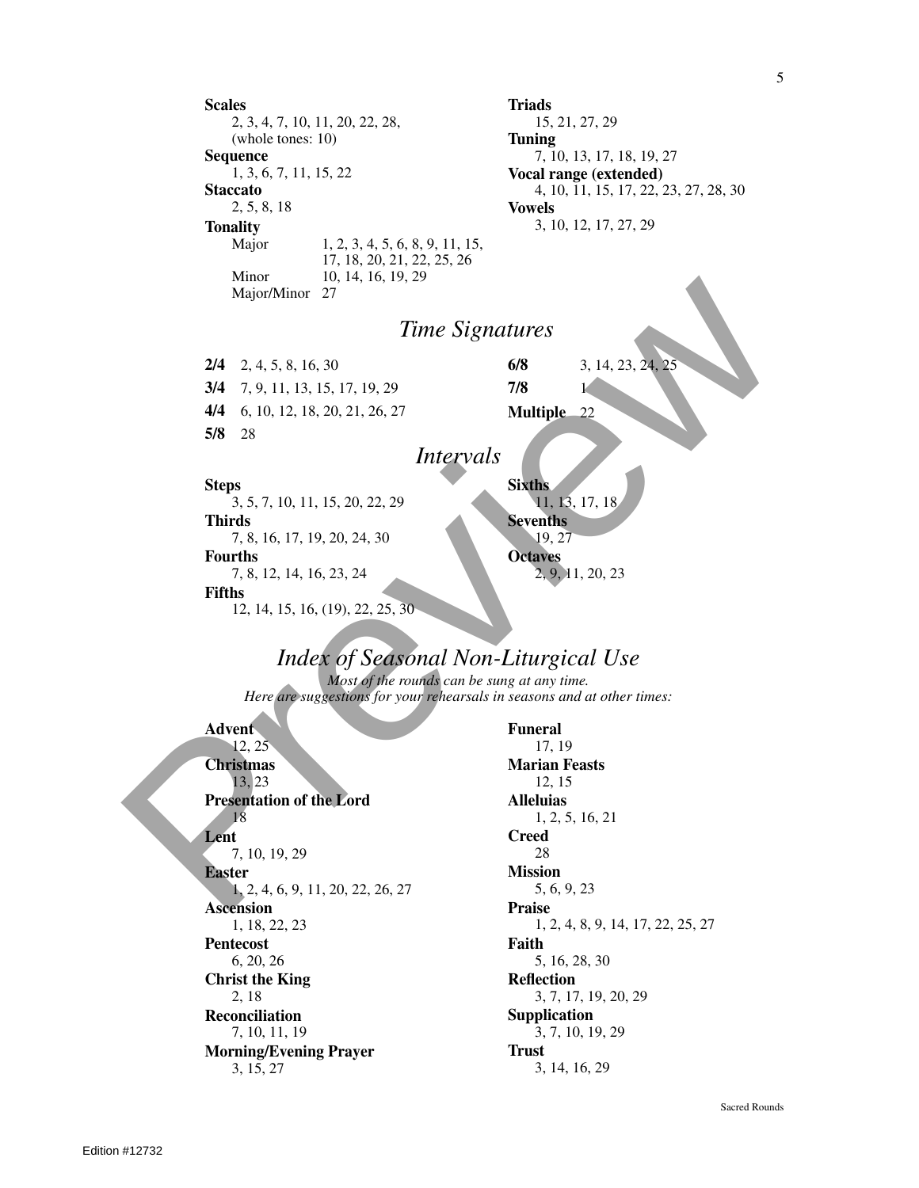**Scales**
2, 3, 4, 7, 10, 11, 20, 22, 28, (whole tones: 10)

**Sequence**
1, 3, 6, 7, 11, 15, 22

**Staccato**
2, 5, 8, 18

**Tonality**

| | |
|---|---|
| Major | 1, 2, 3, 4, 5, 6, 8, 9, 11, 15, 17, 18, 20, 21, 22, 25, 26 |
| Minor | 10, 14, 16, 19, 29 |
| Major/Minor | 27 |

**Triads**
15, 21, 27, 29

**Tuning**
7, 10, 13, 17, 18, 19, 27

**Vocal range (extended)**
4, 10, 11, 15, 17, 22, 23, 27, 28, 30

**Vowels**
3, 10, 12, 17, 27, 29

## *Time Signatures*

**2/4** 2, 4, 5, 8, 16, 30

**3/4** 7, 9, 11, 13, 15, 17, 19, 29

**4/4** 6, 10, 12, 18, 20, 21, 26, 27

**5/8** 28

**6/8** 3, 14, 23, 24, 25

**7/8** 1

**Multiple** 22

## *Intervals*

**Steps**
3, 5, 7, 10, 11, 15, 20, 22, 29

**Thirds**
7, 8, 16, 17, 19, 20, 24, 30

**Fourths**
7, 8, 12, 14, 16, 23, 24

**Fifths**
12, 14, 15, 16, (19), 22, 25, 30

**Sixths**
11, 13, 17, 18

**Sevenths**
19, 27

**Octaves**
2, 9, 11, 20, 23

## *Index of Seasonal Non-Liturgical Use*

*Most of the rounds can be sung at any time.*
*Here are suggestions for your rehearsals in seasons and at other times:*

**Advent**
12, 25

**Christmas**
13, 23

**Presentation of the Lord**
18

**Lent**
7, 10, 19, 29

**Easter**
1, 2, 4, 6, 9, 11, 20, 22, 26, 27

**Ascension**
1, 18, 22, 23

**Pentecost**
6, 20, 26

**Christ the King**
2, 18

**Reconciliation**
7, 10, 11, 19

**Morning/Evening Prayer**
3, 15, 27

**Funeral**
17, 19

**Marian Feasts**
12, 15

**Alleluias**
1, 2, 5, 16, 21

**Creed**
28

**Mission**
5, 6, 9, 23

**Praise**
1, 2, 4, 8, 9, 14, 17, 22, 25, 27

**Faith**
5, 16, 28, 30

**Reflection**
3, 7, 17, 19, 20, 29

**Supplication**
3, 7, 10, 19, 29

**Trust**
3, 14, 16, 29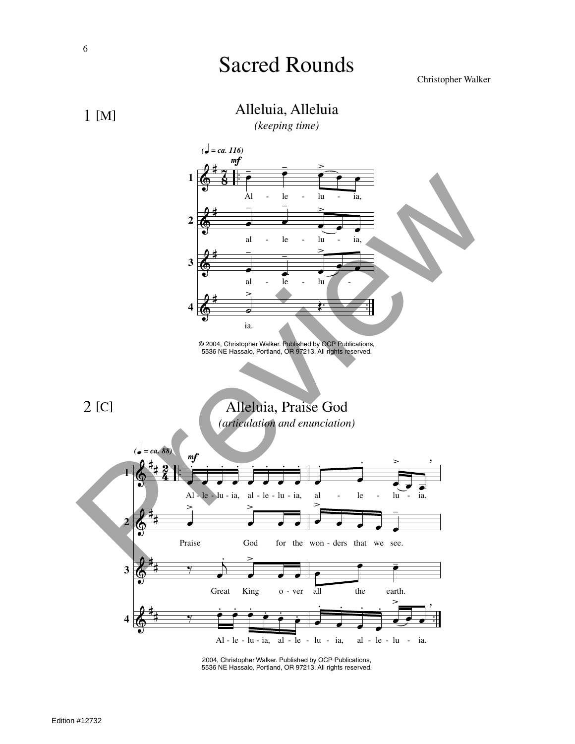# Sacred Rounds

Christopher Walker

## 1 [M]

### Alleluia, Alleluia

*(keeping time)*

(♩ = ca. 116)

1. Al - le - lu - ia,
2. al - le - lu - ia,
3. al - le - lu -
4. ia.

© 2004, Christopher Walker. Published by OCP Publications, 5536 NE Hassalo, Portland, OR 97213. All rights reserved.

## 2 [C]

### Alleluia, Praise God

*(articulation and enunciation)*

(♩ = ca. 88)

1. Al - le - lu - ia, al - le - lu - ia, al - le - lu - ia.
2. Praise God for the won - ders that we see.
3. Great King o - ver all the earth.
4. Al - le - lu - ia, al - le - lu - ia, al - le - lu - ia.

2004, Christopher Walker. Published by OCP Publications, 5536 NE Hassalo, Portland, OR 97213. All rights reserved.

Edition #12732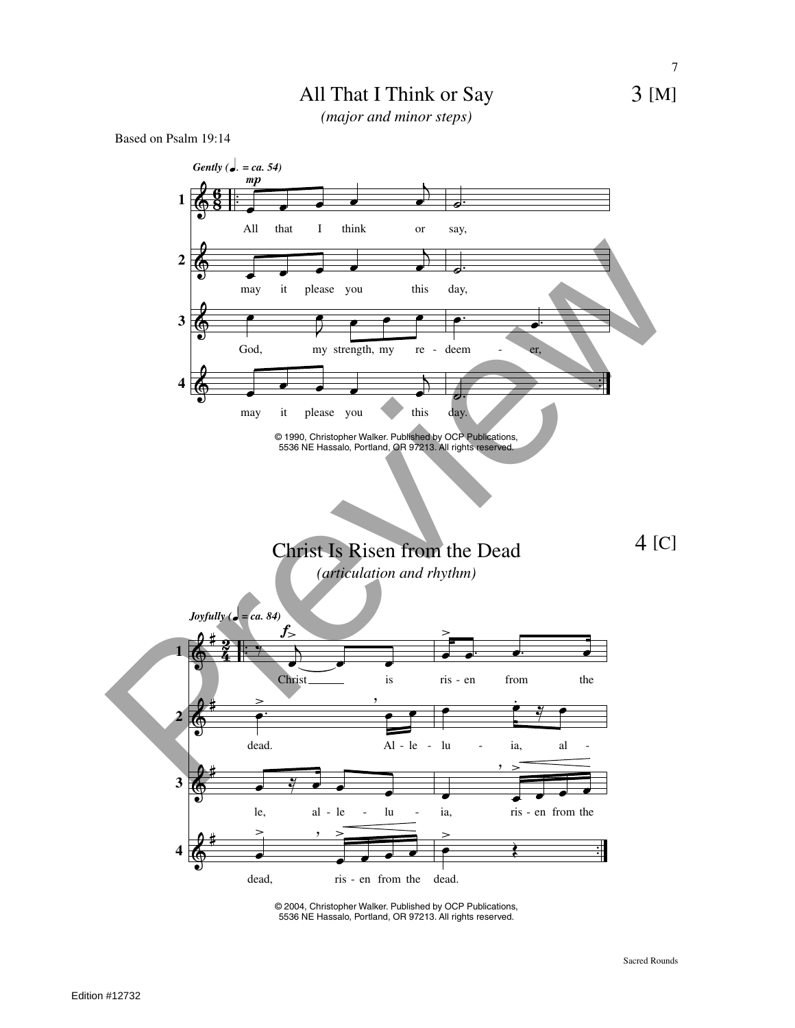## All That I Think or Say

3 [M]

*(major and minor steps)*

Based on Psalm 19:14

*Gently (♩. = ca. 54)*

*mp*

1. All that I think or say,
2. may it please you this day,
3. God, my strength, my re - deem - er,
4. may it please you this day.

© 1990, Christopher Walker. Published by OCP Publications, 5536 NE Hassalo, Portland, OR 97213. All rights reserved.

## Christ Is Risen from the Dead

4 [C]

*(articulation and rhythm)*

*Joyfully (♩ = ca. 84)*

*f*

1. Christ is ris - en from the
2. dead. Al - le - lu - ia, al -
3. le, al - le - lu - ia, ris - en from the
4. dead, ris - en from the dead.

© 2004, Christopher Walker. Published by OCP Publications, 5536 NE Hassalo, Portland, OR 97213. All rights reserved.

Edition #12732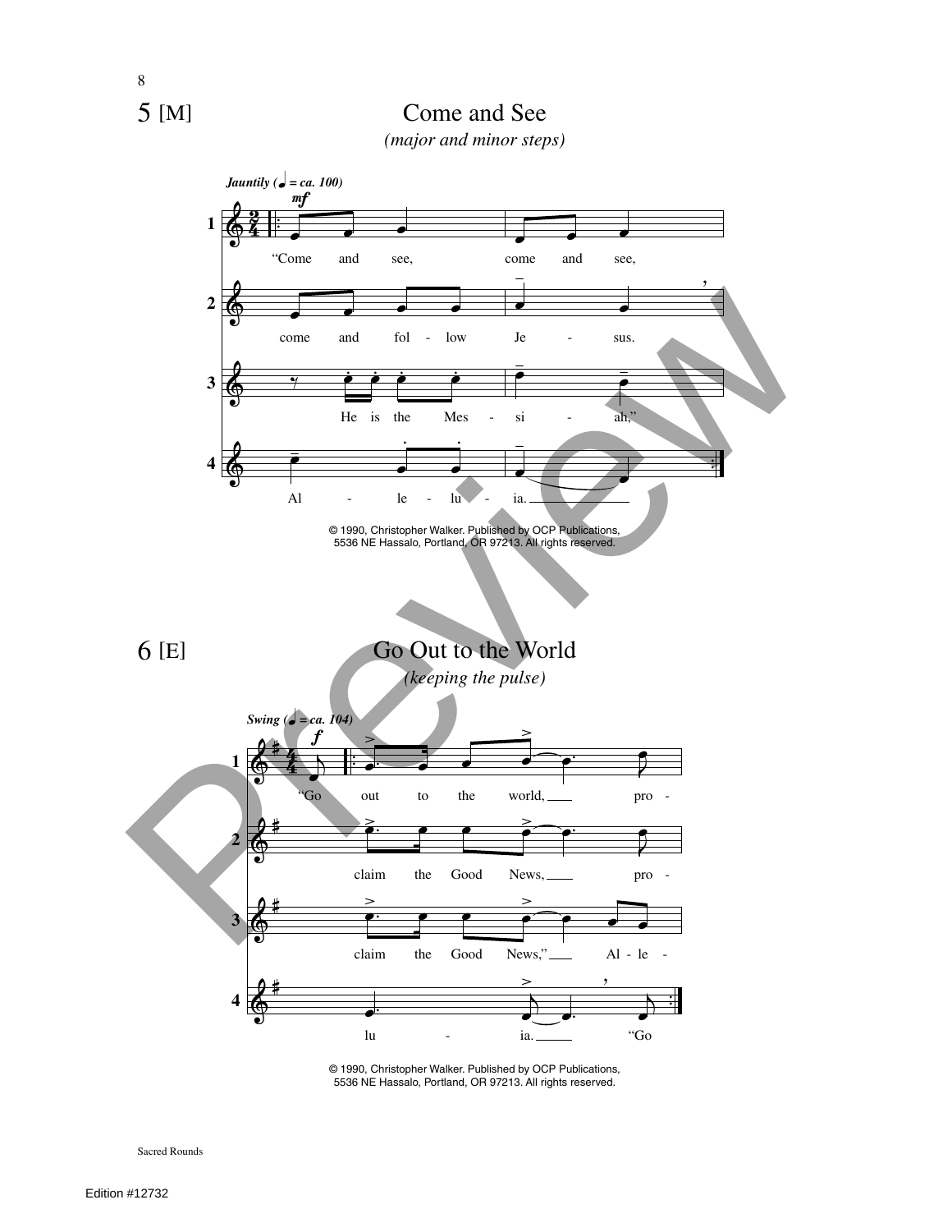## 5 [M] Come and See

*(major and minor steps)*

*Jauntily (♩ = ca. 100)*

1. "Come and see, come and see,
2. come and fol - low Je - sus.
3. He is the Mes - si - ah,"
4. Al - le - lu - ia.

© 1990, Christopher Walker. Published by OCP Publications, 5536 NE Hassalo, Portland, OR 97213. All rights reserved.

## 6 [E] Go Out to the World

*(keeping the pulse)*

*Swing (♩ = ca. 104)*

1. "Go out to the world, pro -
2. claim the Good News, pro -
3. claim the Good News," Al - le -
4. lu - ia. "Go

© 1990, Christopher Walker. Published by OCP Publications, 5536 NE Hassalo, Portland, OR 97213. All rights reserved.

Sacred Rounds

Edition #12732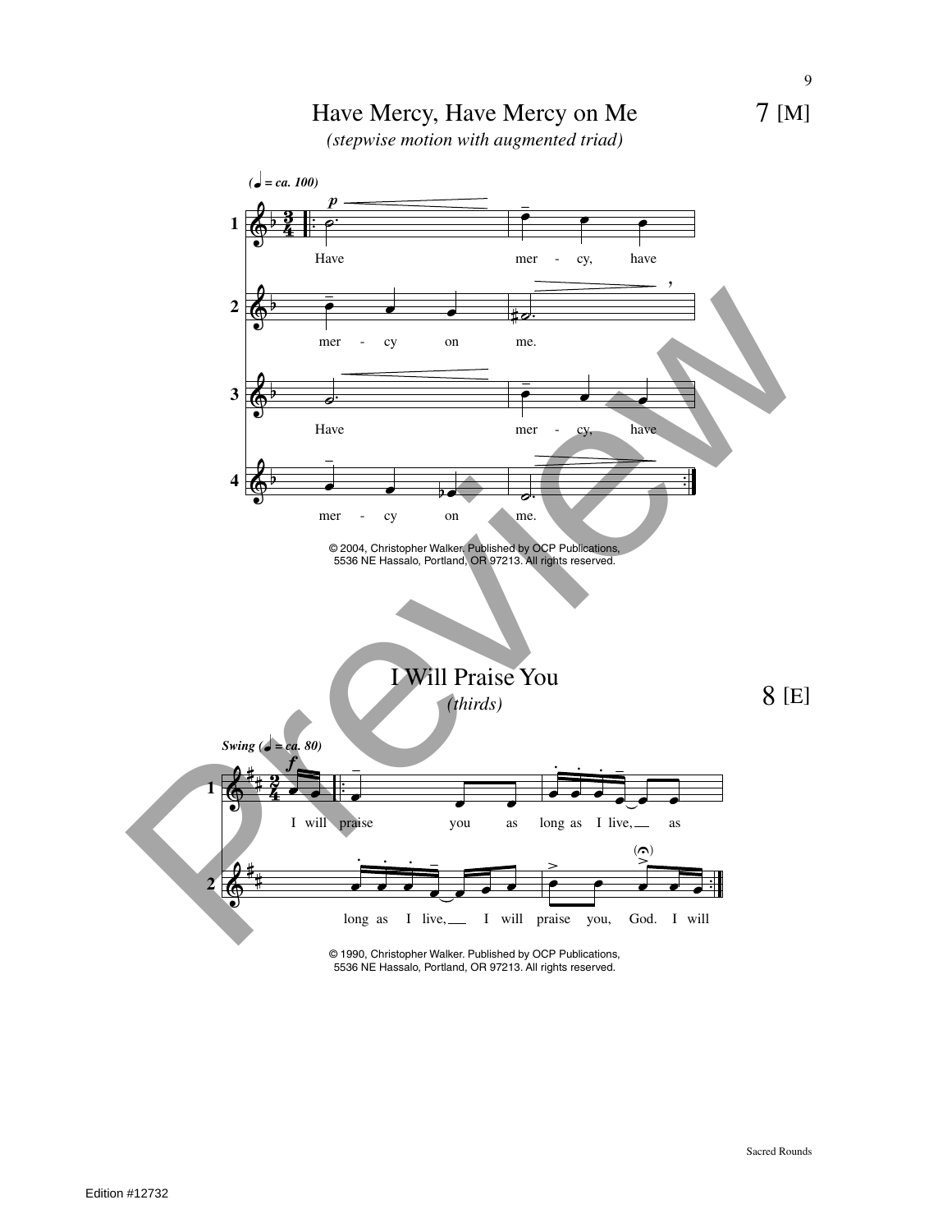# 7 [M]

## Have Mercy, Have Mercy on Me

*(stepwise motion with augmented triad)*

(♩ = ca. 100)

1. Have mer - cy, have
2. mer - cy on me.
3. Have mer - cy, have
4. mer - cy on me.

© 2004, Christopher Walker. Published by OCP Publications, 5536 NE Hassalo, Portland, OR 97213. All rights reserved.

# 8 [E]

## I Will Praise You

*(thirds)*

Swing (♩ = ca. 80)

1. I will praise you as long as I live, as
2. long as I live, I will praise you, God. I will

© 1990, Christopher Walker. Published by OCP Publications, 5536 NE Hassalo, Portland, OR 97213. All rights reserved.

Sacred Rounds

Edition #12732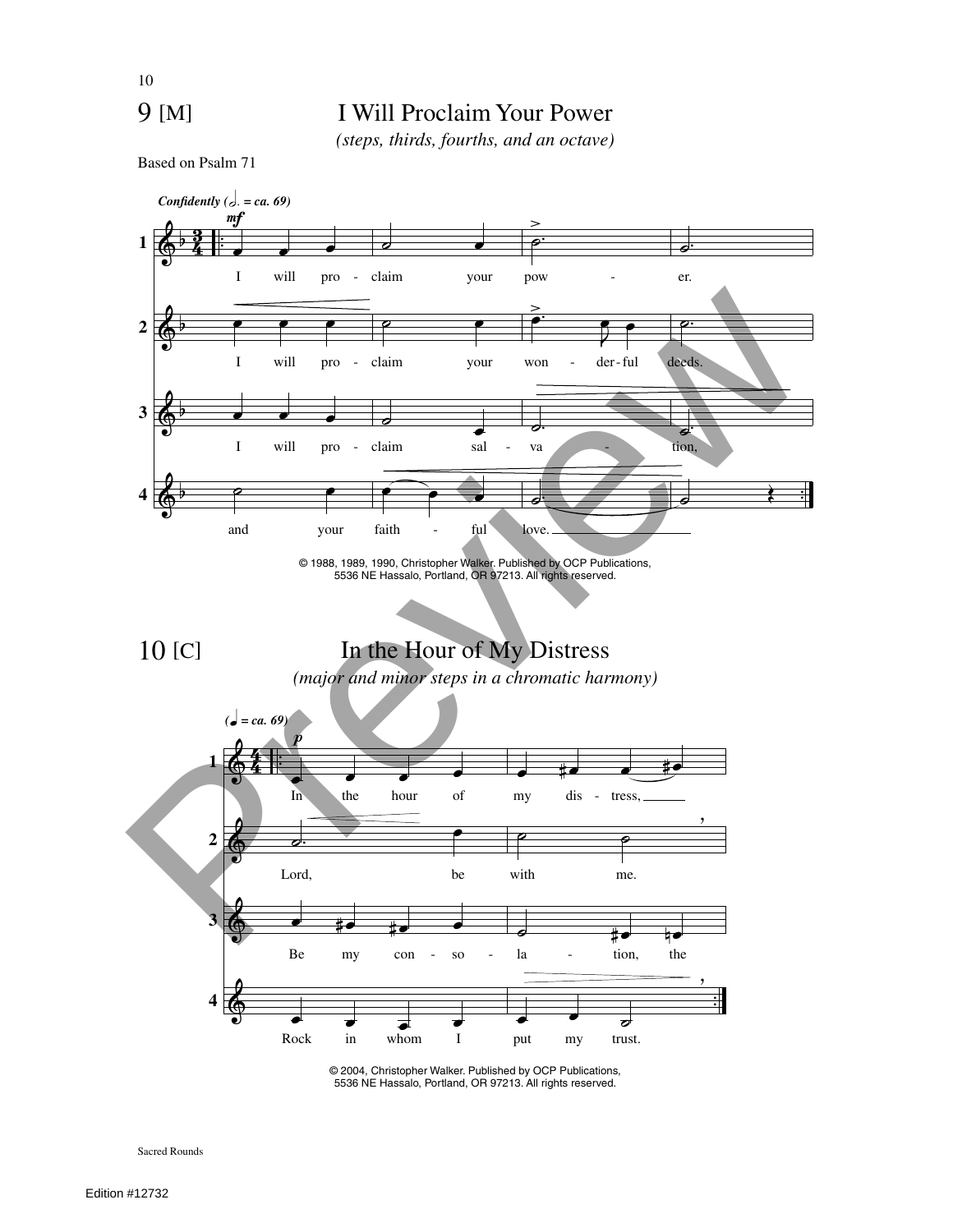# 9 [M] I Will Proclaim Your Power

*(steps, thirds, fourths, and an octave)*

Based on Psalm 71

***Confidently (𝅗𝅥. = ca. 69)***

1. I will pro - claim your pow - er.
2. I will pro - claim your won - der - ful deeds.
3. I will pro - claim sal - va - tion,
4. and your faith - ful love.

© 1988, 1989, 1990, Christopher Walker. Published by OCP Publications, 5536 NE Hassalo, Portland, OR 97213. All rights reserved.

# 10 [C] In the Hour of My Distress

*(major and minor steps in a chromatic harmony)*

*(♩ = ca. 69)*

1. In the hour of my dis - tress,
2. Lord, be with me.
3. Be my con - so - la - tion, the
4. Rock in whom I put my trust.

© 2004, Christopher Walker. Published by OCP Publications, 5536 NE Hassalo, Portland, OR 97213. All rights reserved.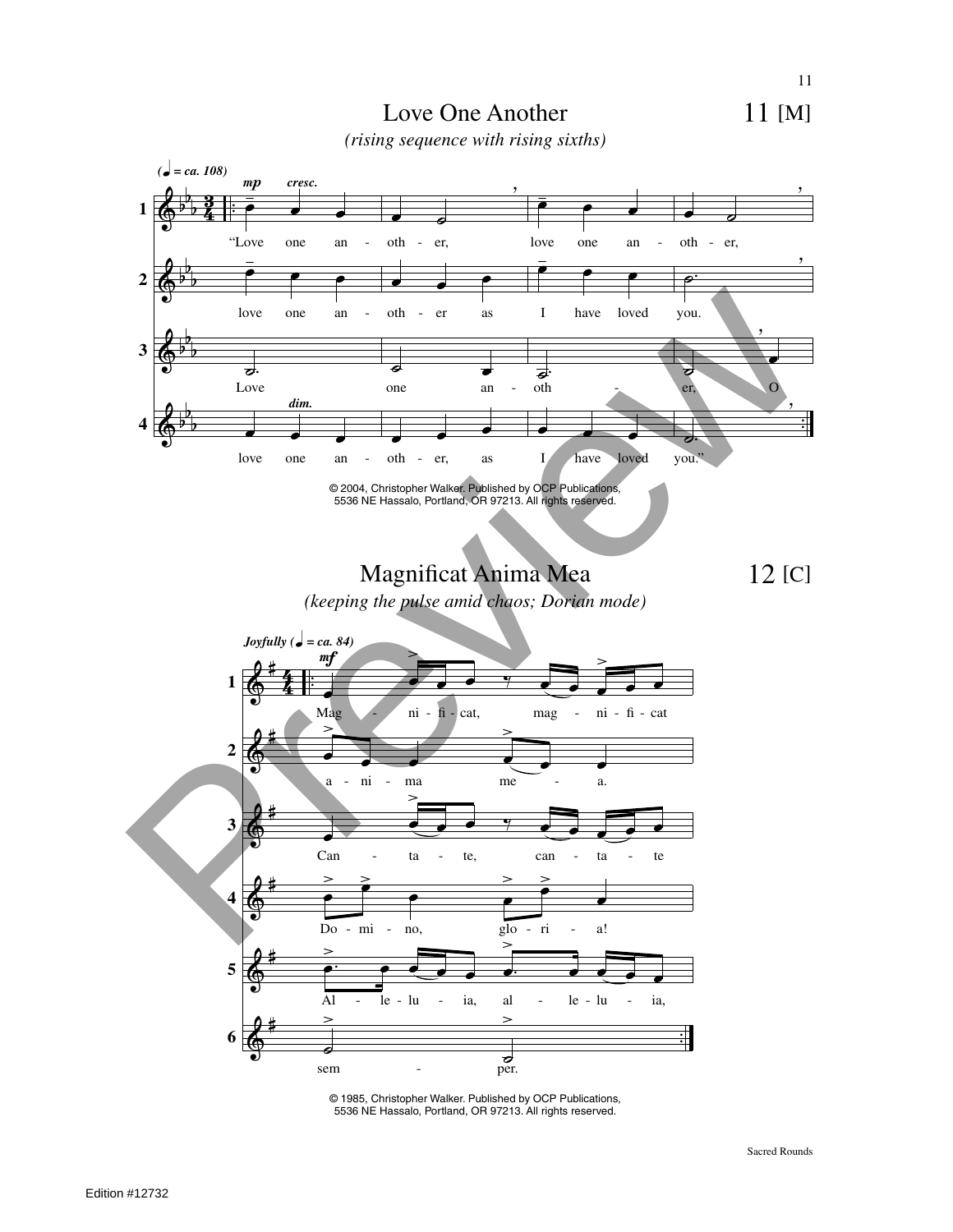## 11 [M] Love One Another

*(rising sequence with rising sixths)*

(♩ = ca. 108)

1. "Love one an - oth - er, love one an - oth - er,
2. love one an - oth - er as I have loved you.
3. Love one an - oth - er, O
4. love one an - oth - er, as I have loved you."

© 2004, Christopher Walker. Published by OCP Publications, 5536 NE Hassalo, Portland, OR 97213. All rights reserved.

## 12 [C] Magnificat Anima Mea

*(keeping the pulse amid chaos; Dorian mode)*

Joyfully (♩ = ca. 84)

1. Mag - ni - fi - cat, mag - ni - fi - cat
2. a - ni - ma me - a.
3. Can - ta - te, can - ta - te
4. Do - mi - no, glo - ri - a!
5. Al - le - lu - ia, al - le - lu - ia,
6. sem - per.

© 1985, Christopher Walker. Published by OCP Publications, 5536 NE Hassalo, Portland, OR 97213. All rights reserved.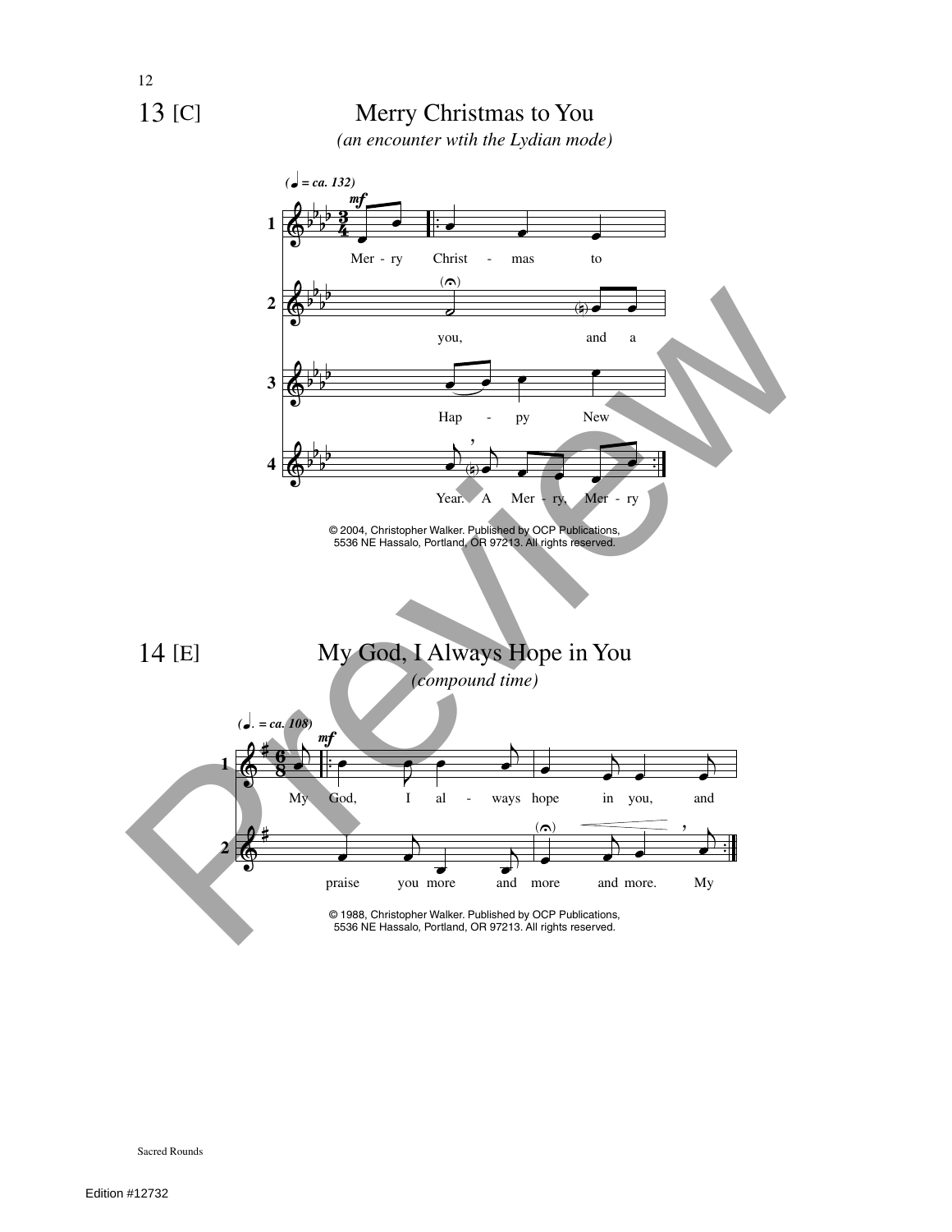# 13 [C] Merry Christmas to You

*(an encounter wtih the Lydian mode)*

(♩ = ca. 132)

1. Mer - ry Christ - mas to
2. you, and a
3. Hap - py New
4. Year. A Mer - ry, Mer - ry

© 2004, Christopher Walker. Published by OCP Publications, 5536 NE Hassalo, Portland, OR 97213. All rights reserved.

# 14 [E] My God, I Always Hope in You

*(compound time)*

(♩. = ca. 108)

1. My God, I al - ways hope in you, and
2. praise you more and more and more. My

© 1988, Christopher Walker. Published by OCP Publications, 5536 NE Hassalo, Portland, OR 97213. All rights reserved.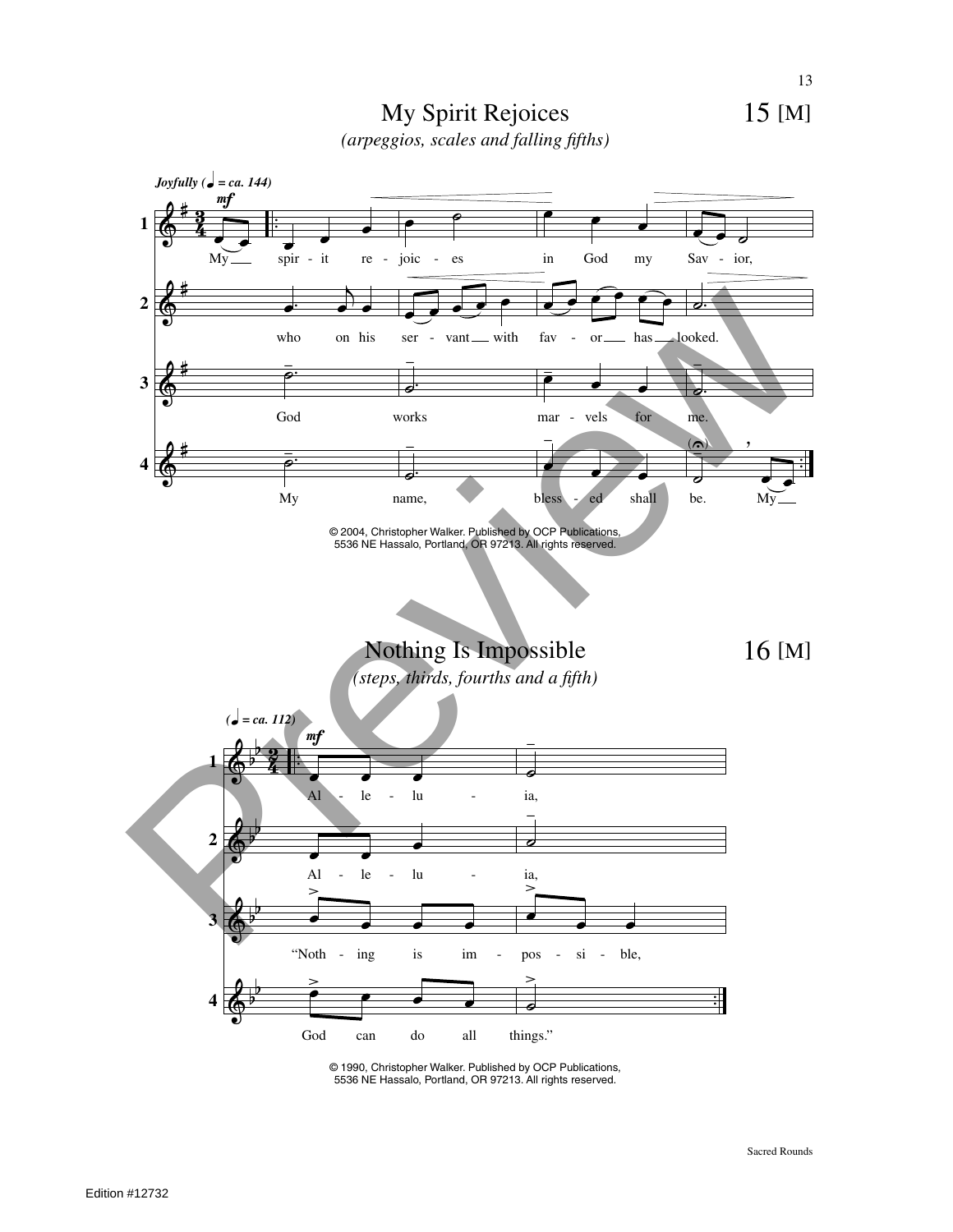# My Spirit Rejoices

15 [M]

*(arpeggios, scales and falling fifths)*

*Joyfully (♩ = ca. 144)*

1. My spir - it re - joic - es in God my Sav - ior,
2. who on his ser - vant with fav - or has looked.
3. God works mar - vels for me.
4. My name, bless - ed shall be. My

© 2004, Christopher Walker. Published by OCP Publications, 5536 NE Hassalo, Portland, OR 97213. All rights reserved.

# Nothing Is Impossible

16 [M]

*(steps, thirds, fourths and a fifth)*

*(♩ = ca. 112)*

1. Al - le - lu - ia,
2. Al - le - lu - ia,
3. "Noth - ing is im - pos - si - ble,
4. God can do all things."

© 1990, Christopher Walker. Published by OCP Publications, 5536 NE Hassalo, Portland, OR 97213. All rights reserved.

Edition #12732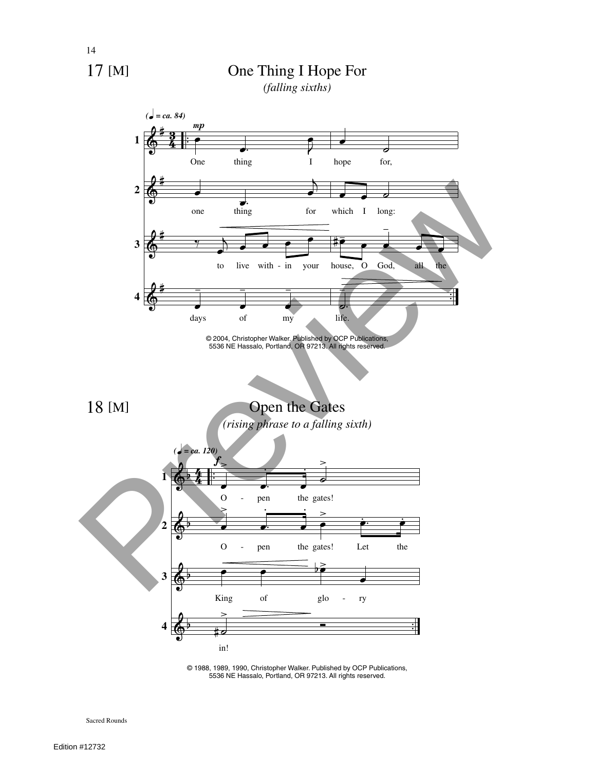## 17 [M] One Thing I Hope For

*(falling sixths)*

*(♩ = ca. 84)*

**mp**

1. One thing I hope for,
2. one thing for which I long:
3. to live with - in your house, O God, all the
4. days of my life.

© 2004, Christopher Walker. Published by OCP Publications, 5536 NE Hassalo, Portland, OR 97213. All rights reserved.

## 18 [M] Open the Gates

*(rising phrase to a falling sixth)*

*(♩ = ca. 120)*

**f**

1. O - pen the gates!
2. O - pen the gates! Let the
3. King of glo - ry
4. in!

© 1988, 1989, 1990, Christopher Walker. Published by OCP Publications, 5536 NE Hassalo, Portland, OR 97213. All rights reserved.

Sacred Rounds

Edition #12732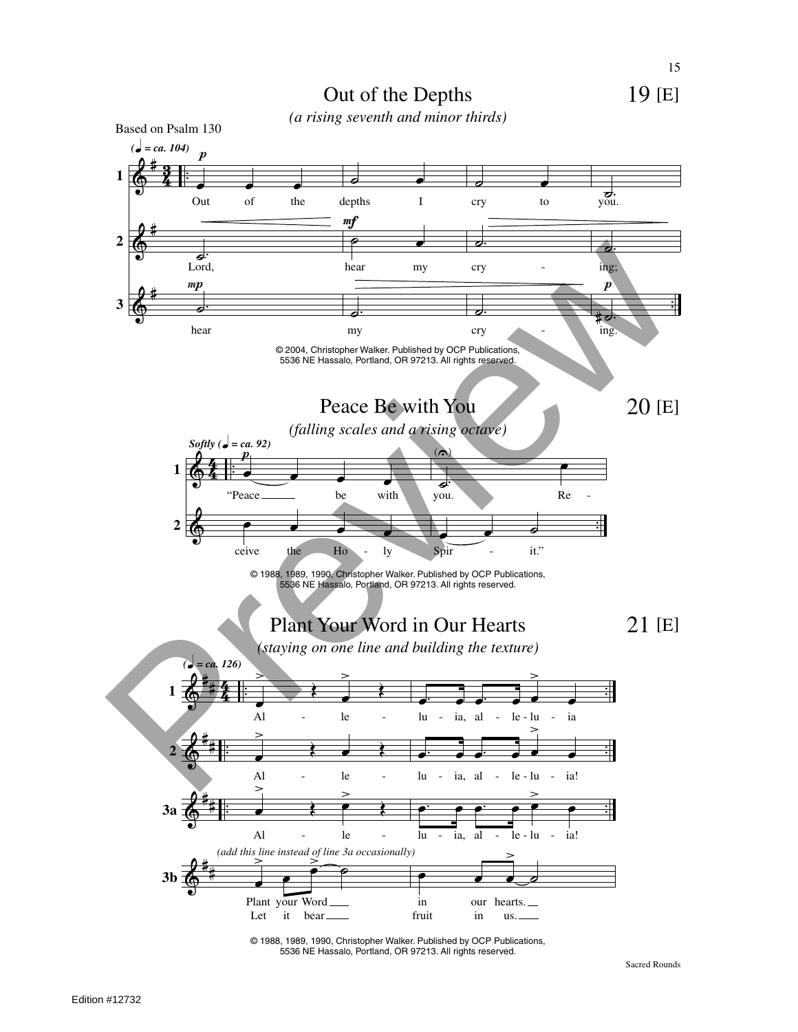## Out of the Depths

19 [E]

*(a rising seventh and minor thirds)*

Based on Psalm 130

(♩ = ca. 104)

1. Out of the depths I cry to you.
2. Lord, hear my cry - ing;
3. hear my cry - ing.

© 2004, Christopher Walker. Published by OCP Publications, 5536 NE Hassalo, Portland, OR 97213. All rights reserved.

## Peace Be with You

20 [E]

*(falling scales and a rising octave)*

*Softly* (♩ = ca. 92)

1. "Peace be with you. Re -
2. ceive the Ho - ly Spir - it."

© 1988, 1989, 1990, Christopher Walker. Published by OCP Publications, 5536 NE Hassalo, Portland, OR 97213. All rights reserved.

## Plant Your Word in Our Hearts

21 [E]

*(staying on one line and building the texture)*

(♩ = ca. 126)

1. Al - le - lu - ia, al - le - lu - ia
2. Al - le - lu - ia, al - le - lu - ia!

3a. Al - le - lu - ia, al - le - lu - ia!

*(add this line instead of line 3a occasionally)*

3b. Plant your Word in our hearts.
Let it bear fruit in us.

© 1988, 1989, 1990, Christopher Walker. Published by OCP Publications, 5536 NE Hassalo, Portland, OR 97213. All rights reserved.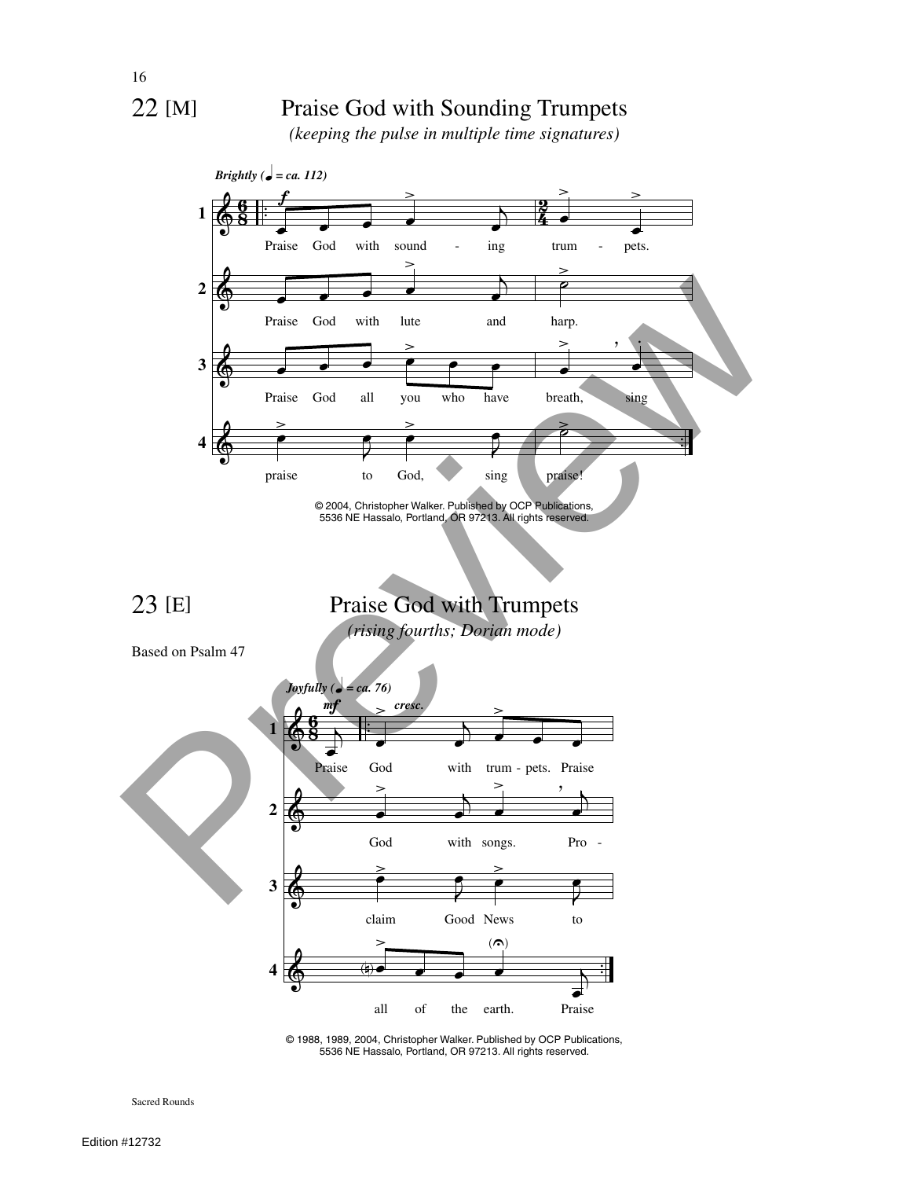## 22 [M] Praise God with Sounding Trumpets

*(keeping the pulse in multiple time signatures)*

*Brightly (♩ = ca. 112)*

1. Praise God with sound - ing trum - pets.
2. Praise God with lute and harp.
3. Praise God all you who have breath, sing
4. praise to God, sing praise!

© 2004, Christopher Walker. Published by OCP Publications, 5536 NE Hassalo, Portland, OR 97213. All rights reserved.

## 23 [E] Praise God with Trumpets

*(rising fourths; Dorian mode)*

Based on Psalm 47

*Joyfully (♩ = ca. 76)*

1. Praise God with trum - pets. Praise
2. God with songs. Pro -
3. claim Good News to
4. all of the earth. Praise

© 1988, 1989, 2004, Christopher Walker. Published by OCP Publications, 5536 NE Hassalo, Portland, OR 97213. All rights reserved.

Sacred Rounds

Edition #12732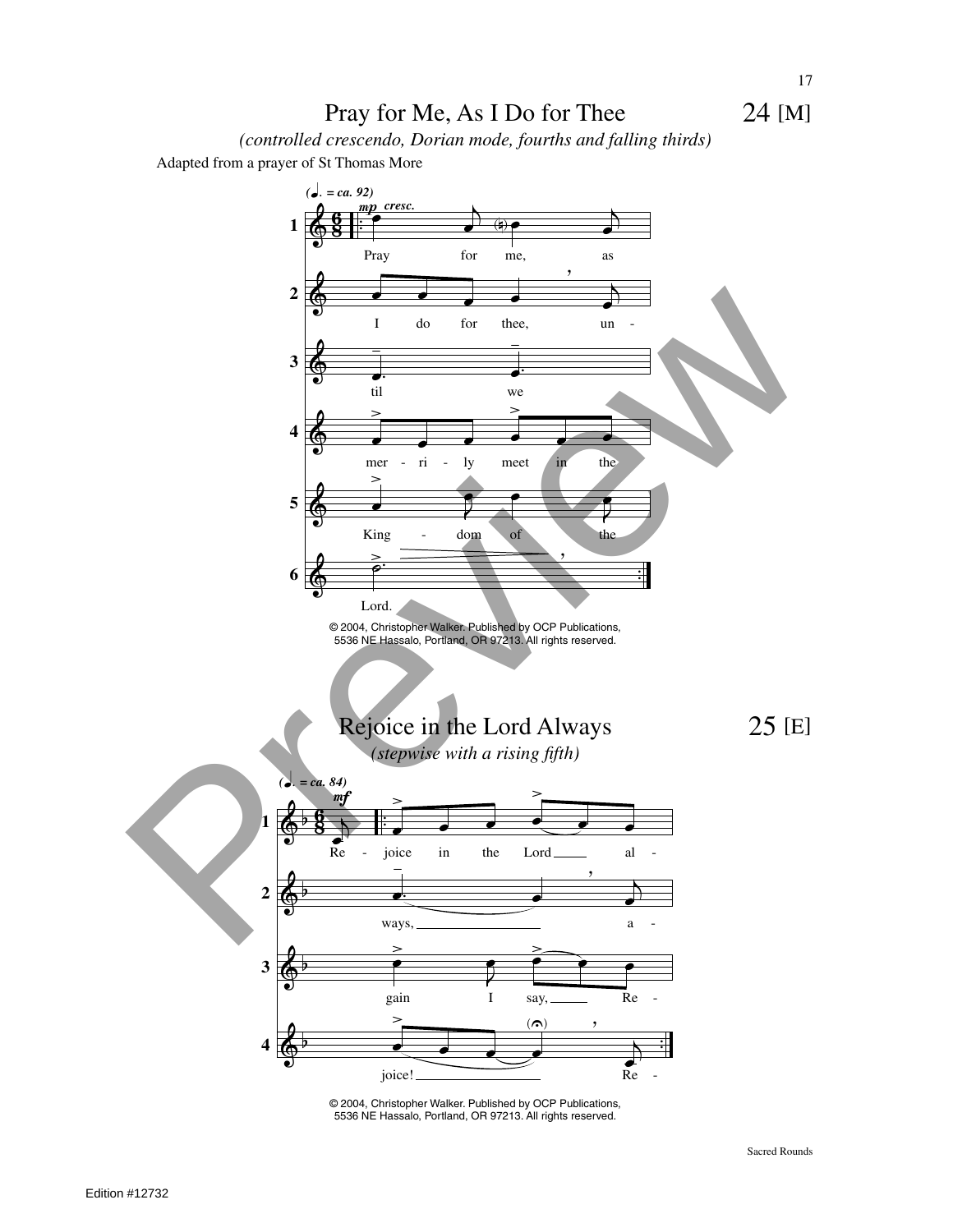# Pray for Me, As I Do for Thee — 24 [M]

*(controlled crescendo, Dorian mode, fourths and falling thirds)*

Adapted from a prayer of St Thomas More

*(♩. = ca. 92)*

*mp cresc.*

1. Pray for me, as
2. I do for thee, un-
3. til we
4. mer-ri-ly meet in the
5. King-dom of the
6. Lord.

© 2004, Christopher Walker. Published by OCP Publications, 5536 NE Hassalo, Portland, OR 97213. All rights reserved.

# Rejoice in the Lord Always — 25 [E]

*(stepwise with a rising fifth)*

*(♩. = ca. 84)*

*mf*

1. Re-joice in the Lord al-
2. ways, a-
3. gain I say, Re-
4. joice! Re-

© 2004, Christopher Walker. Published by OCP Publications, 5536 NE Hassalo, Portland, OR 97213. All rights reserved.

Preview

Edition #12732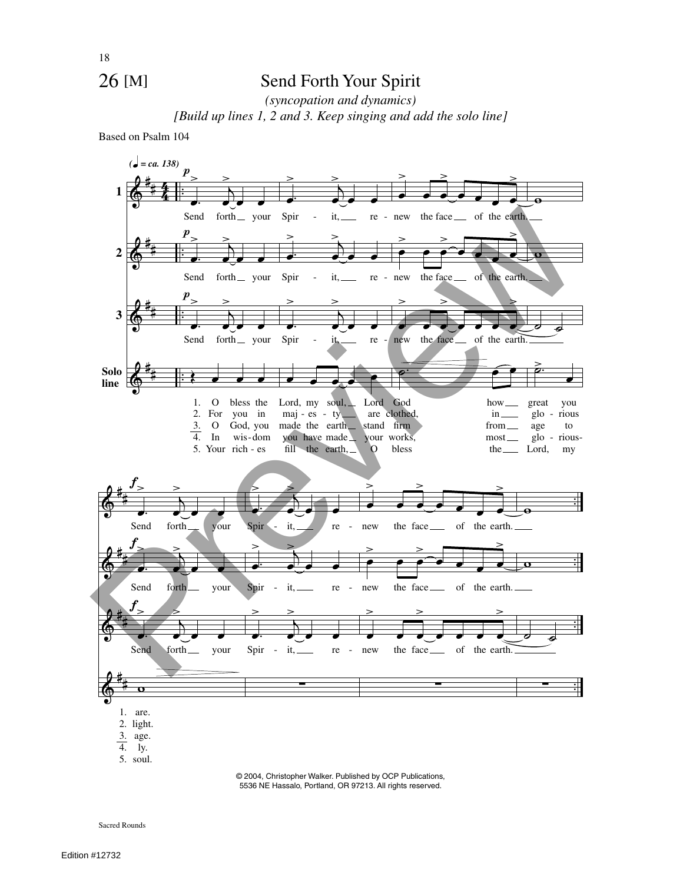# 26 [M] Send Forth Your Spirit

*(syncopation and dynamics)*

*[Build up lines 1, 2 and 3. Keep singing and add the solo line]*

Based on Psalm 104

(♩ = ca. 138)

**1** Send forth your Spir - it, re - new the face of the earth.

**2** Send forth your Spir - it, re - new the face of the earth.

**3** Send forth your Spir - it, re - new the face of the earth.

**Solo line**

1. O bless the Lord, my soul, Lord God how great you are.
2. For you in maj - es - ty are clothed, in glo - rious light.
3. O God, you made the earth stand firm from age to age.
4. In wis - dom you have made your works, most glo - rious - ly.
5. Your rich - es fill the earth, O bless the Lord, my soul.

Send forth your Spir - it, re - new the face of the earth.

Send forth your Spir - it, re - new the face of the earth.

Send forth your Spir - it, re - new the face of the earth.

© 2004, Christopher Walker. Published by OCP Publications, 5536 NE Hassalo, Portland, OR 97213. All rights reserved.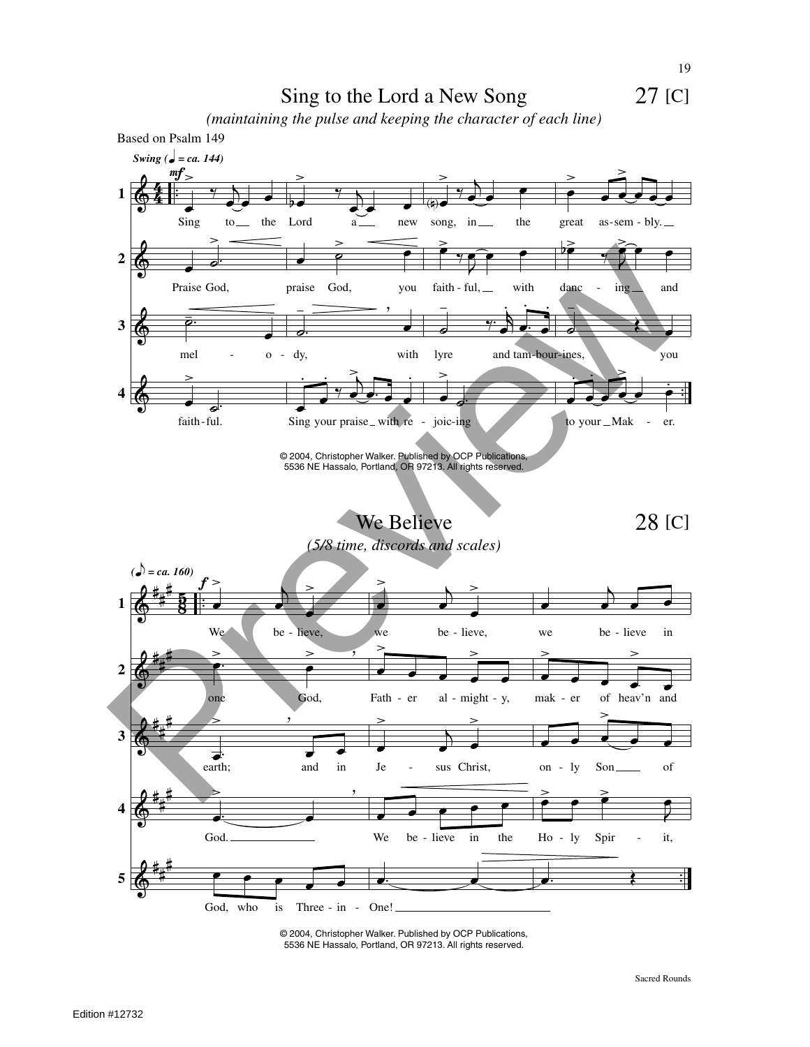# Sing to the Lord a New Song

27 [C]

*(maintaining the pulse and keeping the character of each line)*

Based on Psalm 149

*Swing (♩ = ca. 144)*

1. Sing to the Lord a new song, in the great as-sem-bly.
2. Praise God, praise God, you faith-ful, with danc-ing and
3. mel-o-dy, with lyre and tam-bour-ines, you
4. faith-ful. Sing your praise with re-joic-ing to your Mak-er.

© 2004, Christopher Walker. Published by OCP Publications, 5536 NE Hassalo, Portland, OR 97213. All rights reserved.

# We Believe

28 [C]

*(5/8 time, discords and scales)*

*(♪ = ca. 160)*

1. We be-lieve, we be-lieve, we be-lieve in
2. one God, Fath-er al-might-y, mak-er of heav'n and
3. earth; and in Je-sus Christ, on-ly Son of
4. God. We be-lieve in the Ho-ly Spir-it,
5. God, who is Three-in-One!

© 2004, Christopher Walker. Published by OCP Publications, 5536 NE Hassalo, Portland, OR 97213. All rights reserved.

Sacred Rounds

Edition #12732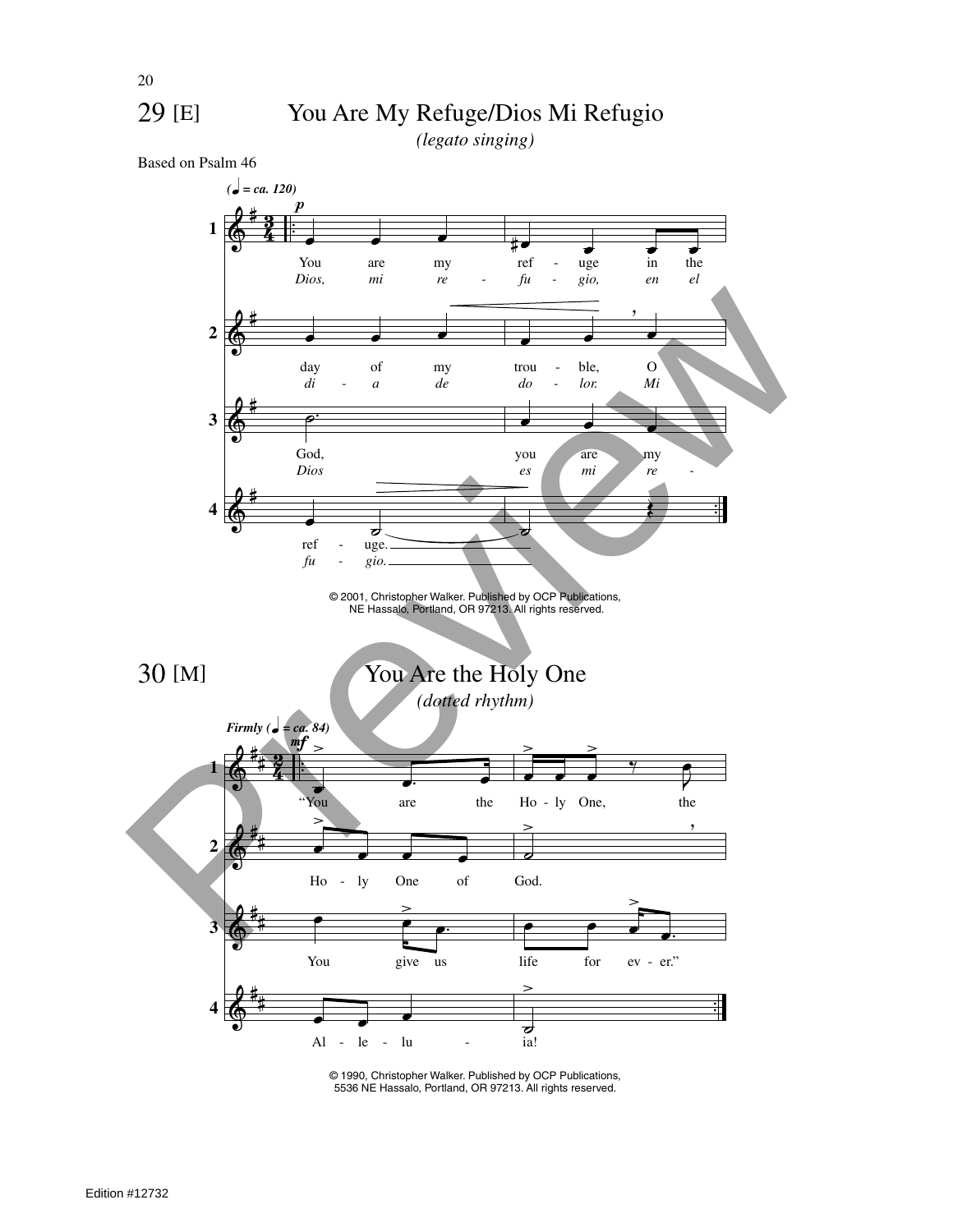## 29 [E] You Are My Refuge/Dios Mi Refugio

*(legato singing)*

Based on Psalm 46

(♩ = ca. 120)

You are my ref - uge in the day of my trou - ble, O God, you are my ref - uge.

*Dios, mi re - fu - gio, en el di - a de do - lor. Mi Dios es mi re - fu - gio.*

© 2001, Christopher Walker. Published by OCP Publications, NE Hassalo, Portland, OR 97213. All rights reserved.

## 30 [M] You Are the Holy One

*(dotted rhythm)*

Firmly (♩ = ca. 84)

"You are the Ho - ly One, the Ho - ly One of God. You give us life for ev - er." Al - le - lu - ia!

© 1990, Christopher Walker. Published by OCP Publications, 5536 NE Hassalo, Portland, OR 97213. All rights reserved.

Edition #12732